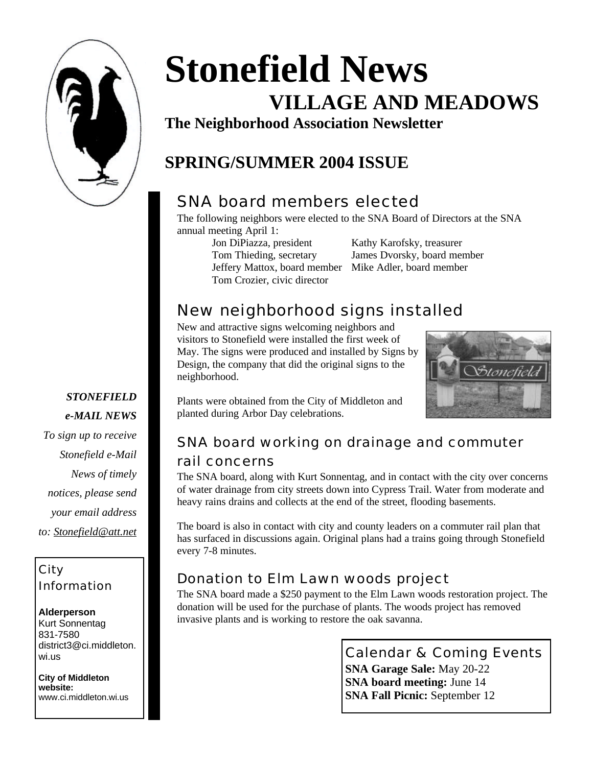# Stonefield News

## VILLAGE AND MEADOWS

**The Neighborhood Association Newsletter**

## SPRING/SUMMER 2004 ISSUE

### SNA board members elected

The following neighbors were elected to the SNA Board of Directors at the SNA annual meeting April 1:

- Jon DiPiazza, president
- Kathy Karofsky, treasurer
- Tom Thieding, secretary
- James Dvorsky, board member
- Jeffery Mattox, board member
- Mike Adler, board member
- Tom Crozier, civic director

### New neighborhood signs installed

New and attractive signs welcoming neighbors and visitors to Stonefield were installed the first week of May. The signs were produced and installed by Signs by Design, the company that did the original signs to the neighborhood.

Plants were obtained from the City of Middleton and planted during Arbor Day celebrations.

### SNA board working on drainage and commuter rail concerns

The SNA board, along with Kurt Sonnentag, and in contact with the city over concerns of water drainage from city streets down into Cypress Trail. Water from moderate and heavy rains drains and collects at the end of the street, flooding basements.

The board is also in contact with city and county leaders on a commuter rail plan that has surfaced in discussions again. Original plans had a trains going through Stonefield every 7-8 minutes.

### Donation to Elm Lawn woods project

The SNA board made a $250 payment to the Elm Lawn woods restoration project. The donation will be used for the purchase of plants. The woods project has removed invasive plants and is working to restore the oak savanna.

### Calendar & Coming Events

**SNA Garage Sale:** May 20-22
**SNA board meeting:** June 14
**SNA Fall Picnic:** September 12

***STONEFIELD e-MAIL NEWS***

*To sign up to receive Stonefield e-Mail News of timely notices, please send your email address to: Stonefield@att.net*

### City Information

**Alderperson**
Kurt Sonnentag
831-7580
district3@ci.middleton.wi.us

**City of Middleton website:**
www.ci.middleton.wi.us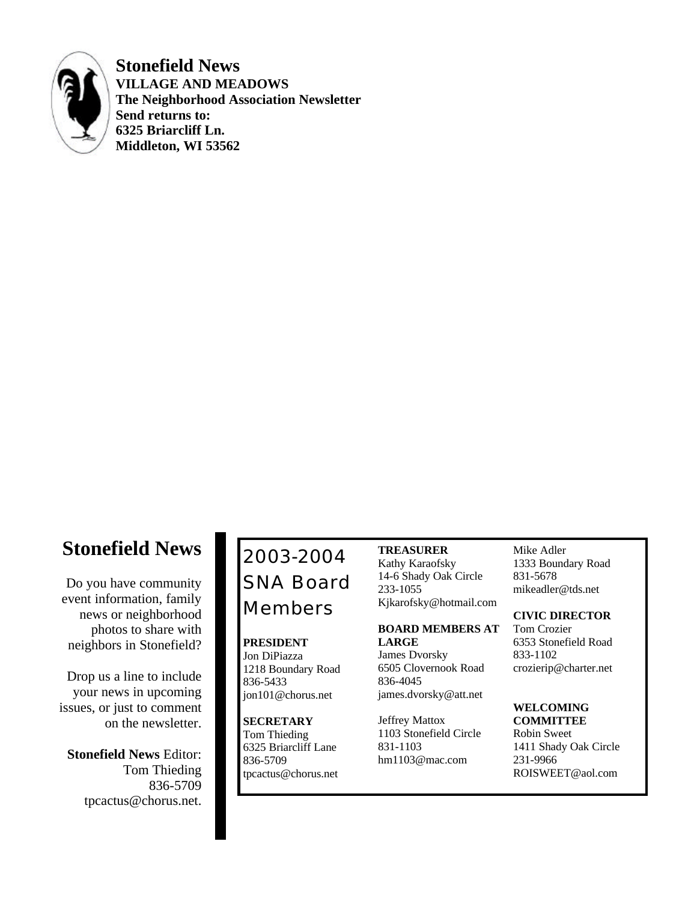**Stonefield News**
**VILLAGE AND MEADOWS**
**The Neighborhood Association Newsletter**
**Send returns to:**
**6325 Briarcliff Ln.**
**Middleton, WI 53562**

# Stonefield News

Do you have community event information, family news or neighborhood photos to share with neighbors in Stonefield?

Drop us a line to include your news in upcoming issues, or just to comment on the newsletter.

**Stonefield News** Editor:
Tom Thieding
836-5709
tpcactus@chorus.net.

## 2003-2004 SNA Board Members

**PRESIDENT**
Jon DiPiazza
1218 Boundary Road
836-5433
jon101@chorus.net

**SECRETARY**
Tom Thieding
6325 Briarcliff Lane
836-5709
tpcactus@chorus.net

**TREASURER**
Kathy Karaofsky
14-6 Shady Oak Circle
233-1055
Kjkarofsky@hotmail.com

**BOARD MEMBERS AT LARGE**
James Dvorsky
6505 Clovernook Road
836-4045
james.dvorsky@att.net

Jeffrey Mattox
1103 Stonefield Circle
831-1103
hm1103@mac.com

Mike Adler
1333 Boundary Road
831-5678
mikeadler@tds.net

**CIVIC DIRECTOR**
Tom Crozier
6353 Stonefield Road
833-1102
crozierip@charter.net

**WELCOMING COMMITTEE**
Robin Sweet
1411 Shady Oak Circle
231-9966
ROISWEET@aol.com